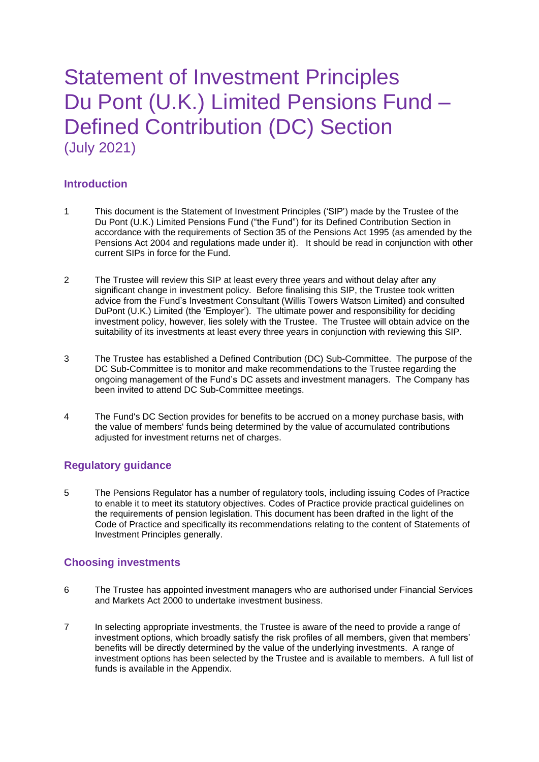# Statement of Investment Principles
# Du Pont (U.K.) Limited Pensions Fund – Defined Contribution (DC) Section
(July 2021)

## Introduction

1. This document is the Statement of Investment Principles ('SIP') made by the Trustee of the Du Pont (U.K.) Limited Pensions Fund ("the Fund") for its Defined Contribution Section in accordance with the requirements of Section 35 of the Pensions Act 1995 (as amended by the Pensions Act 2004 and regulations made under it). It should be read in conjunction with other current SIPs in force for the Fund.

2. The Trustee will review this SIP at least every three years and without delay after any significant change in investment policy. Before finalising this SIP, the Trustee took written advice from the Fund's Investment Consultant (Willis Towers Watson Limited) and consulted DuPont (U.K.) Limited (the 'Employer'). The ultimate power and responsibility for deciding investment policy, however, lies solely with the Trustee. The Trustee will obtain advice on the suitability of its investments at least every three years in conjunction with reviewing this SIP.

3. The Trustee has established a Defined Contribution (DC) Sub-Committee. The purpose of the DC Sub-Committee is to monitor and make recommendations to the Trustee regarding the ongoing management of the Fund's DC assets and investment managers. The Company has been invited to attend DC Sub-Committee meetings.

4. The Fund's DC Section provides for benefits to be accrued on a money purchase basis, with the value of members' funds being determined by the value of accumulated contributions adjusted for investment returns net of charges.

## Regulatory guidance

5. The Pensions Regulator has a number of regulatory tools, including issuing Codes of Practice to enable it to meet its statutory objectives. Codes of Practice provide practical guidelines on the requirements of pension legislation. This document has been drafted in the light of the Code of Practice and specifically its recommendations relating to the content of Statements of Investment Principles generally.

## Choosing investments

6. The Trustee has appointed investment managers who are authorised under Financial Services and Markets Act 2000 to undertake investment business.

7. In selecting appropriate investments, the Trustee is aware of the need to provide a range of investment options, which broadly satisfy the risk profiles of all members, given that members' benefits will be directly determined by the value of the underlying investments. A range of investment options has been selected by the Trustee and is available to members. A full list of funds is available in the Appendix.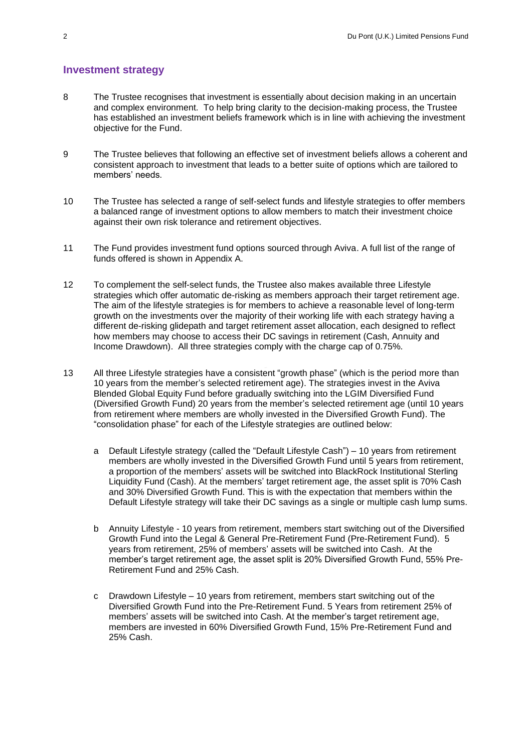## Investment strategy

8 The Trustee recognises that investment is essentially about decision making in an uncertain and complex environment. To help bring clarity to the decision-making process, the Trustee has established an investment beliefs framework which is in line with achieving the investment objective for the Fund.

9 The Trustee believes that following an effective set of investment beliefs allows a coherent and consistent approach to investment that leads to a better suite of options which are tailored to members' needs.

10 The Trustee has selected a range of self-select funds and lifestyle strategies to offer members a balanced range of investment options to allow members to match their investment choice against their own risk tolerance and retirement objectives.

11 The Fund provides investment fund options sourced through Aviva. A full list of the range of funds offered is shown in Appendix A.

12 To complement the self-select funds, the Trustee also makes available three Lifestyle strategies which offer automatic de-risking as members approach their target retirement age. The aim of the lifestyle strategies is for members to achieve a reasonable level of long-term growth on the investments over the majority of their working life with each strategy having a different de-risking glidepath and target retirement asset allocation, each designed to reflect how members may choose to access their DC savings in retirement (Cash, Annuity and Income Drawdown). All three strategies comply with the charge cap of 0.75%.

13 All three Lifestyle strategies have a consistent "growth phase" (which is the period more than 10 years from the member's selected retirement age). The strategies invest in the Aviva Blended Global Equity Fund before gradually switching into the LGIM Diversified Fund (Diversified Growth Fund) 20 years from the member's selected retirement age (until 10 years from retirement where members are wholly invested in the Diversified Growth Fund). The "consolidation phase" for each of the Lifestyle strategies are outlined below:

   a Default Lifestyle strategy (called the "Default Lifestyle Cash") – 10 years from retirement members are wholly invested in the Diversified Growth Fund until 5 years from retirement, a proportion of the members' assets will be switched into BlackRock Institutional Sterling Liquidity Fund (Cash). At the members' target retirement age, the asset split is 70% Cash and 30% Diversified Growth Fund. This is with the expectation that members within the Default Lifestyle strategy will take their DC savings as a single or multiple cash lump sums.

   b Annuity Lifestyle - 10 years from retirement, members start switching out of the Diversified Growth Fund into the Legal & General Pre-Retirement Fund (Pre-Retirement Fund). 5 years from retirement, 25% of members' assets will be switched into Cash. At the member's target retirement age, the asset split is 20% Diversified Growth Fund, 55% Pre-Retirement Fund and 25% Cash.

   c Drawdown Lifestyle – 10 years from retirement, members start switching out of the Diversified Growth Fund into the Pre-Retirement Fund. 5 Years from retirement 25% of members' assets will be switched into Cash. At the member's target retirement age, members are invested in 60% Diversified Growth Fund, 15% Pre-Retirement Fund and 25% Cash.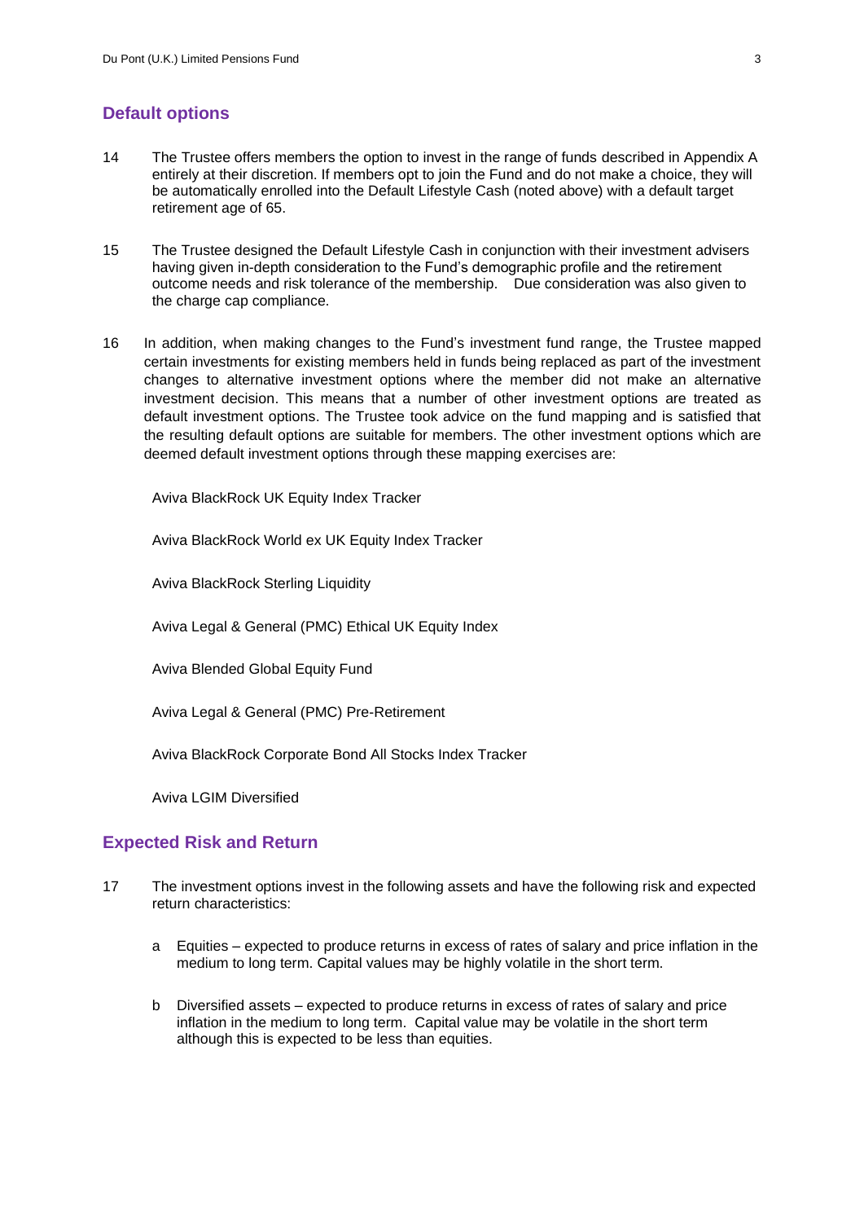## Default options

14 The Trustee offers members the option to invest in the range of funds described in Appendix A entirely at their discretion. If members opt to join the Fund and do not make a choice, they will be automatically enrolled into the Default Lifestyle Cash (noted above) with a default target retirement age of 65.

15 The Trustee designed the Default Lifestyle Cash in conjunction with their investment advisers having given in-depth consideration to the Fund's demographic profile and the retirement outcome needs and risk tolerance of the membership. Due consideration was also given to the charge cap compliance.

16 In addition, when making changes to the Fund's investment fund range, the Trustee mapped certain investments for existing members held in funds being replaced as part of the investment changes to alternative investment options where the member did not make an alternative investment decision. This means that a number of other investment options are treated as default investment options. The Trustee took advice on the fund mapping and is satisfied that the resulting default options are suitable for members. The other investment options which are deemed default investment options through these mapping exercises are:

Aviva BlackRock UK Equity Index Tracker

Aviva BlackRock World ex UK Equity Index Tracker

Aviva BlackRock Sterling Liquidity

Aviva Legal & General (PMC) Ethical UK Equity Index

Aviva Blended Global Equity Fund

Aviva Legal & General (PMC) Pre-Retirement

Aviva BlackRock Corporate Bond All Stocks Index Tracker

Aviva LGIM Diversified

## Expected Risk and Return

17 The investment options invest in the following assets and have the following risk and expected return characteristics:

a Equities – expected to produce returns in excess of rates of salary and price inflation in the medium to long term. Capital values may be highly volatile in the short term.

b Diversified assets – expected to produce returns in excess of rates of salary and price inflation in the medium to long term. Capital value may be volatile in the short term although this is expected to be less than equities.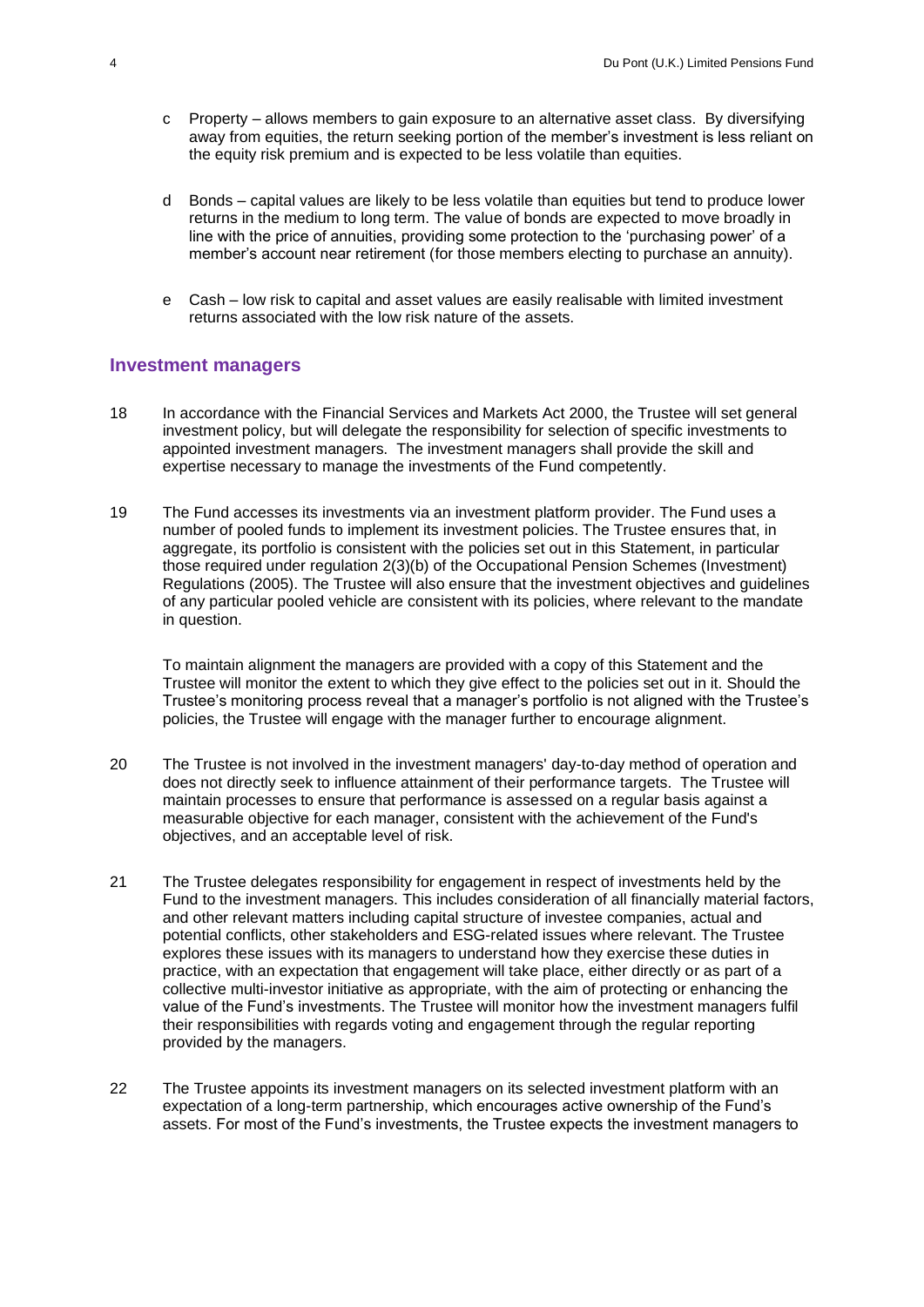c Property – allows members to gain exposure to an alternative asset class. By diversifying away from equities, the return seeking portion of the member's investment is less reliant on the equity risk premium and is expected to be less volatile than equities.

d Bonds – capital values are likely to be less volatile than equities but tend to produce lower returns in the medium to long term. The value of bonds are expected to move broadly in line with the price of annuities, providing some protection to the 'purchasing power' of a member's account near retirement (for those members electing to purchase an annuity).

e Cash – low risk to capital and asset values are easily realisable with limited investment returns associated with the low risk nature of the assets.

## Investment managers

18 In accordance with the Financial Services and Markets Act 2000, the Trustee will set general investment policy, but will delegate the responsibility for selection of specific investments to appointed investment managers. The investment managers shall provide the skill and expertise necessary to manage the investments of the Fund competently.

19 The Fund accesses its investments via an investment platform provider. The Fund uses a number of pooled funds to implement its investment policies. The Trustee ensures that, in aggregate, its portfolio is consistent with the policies set out in this Statement, in particular those required under regulation 2(3)(b) of the Occupational Pension Schemes (Investment) Regulations (2005). The Trustee will also ensure that the investment objectives and guidelines of any particular pooled vehicle are consistent with its policies, where relevant to the mandate in question.

To maintain alignment the managers are provided with a copy of this Statement and the Trustee will monitor the extent to which they give effect to the policies set out in it. Should the Trustee's monitoring process reveal that a manager's portfolio is not aligned with the Trustee's policies, the Trustee will engage with the manager further to encourage alignment.

20 The Trustee is not involved in the investment managers' day-to-day method of operation and does not directly seek to influence attainment of their performance targets. The Trustee will maintain processes to ensure that performance is assessed on a regular basis against a measurable objective for each manager, consistent with the achievement of the Fund's objectives, and an acceptable level of risk.

21 The Trustee delegates responsibility for engagement in respect of investments held by the Fund to the investment managers. This includes consideration of all financially material factors, and other relevant matters including capital structure of investee companies, actual and potential conflicts, other stakeholders and ESG-related issues where relevant. The Trustee explores these issues with its managers to understand how they exercise these duties in practice, with an expectation that engagement will take place, either directly or as part of a collective multi-investor initiative as appropriate, with the aim of protecting or enhancing the value of the Fund's investments. The Trustee will monitor how the investment managers fulfil their responsibilities with regards voting and engagement through the regular reporting provided by the managers.

22 The Trustee appoints its investment managers on its selected investment platform with an expectation of a long-term partnership, which encourages active ownership of the Fund's assets. For most of the Fund's investments, the Trustee expects the investment managers to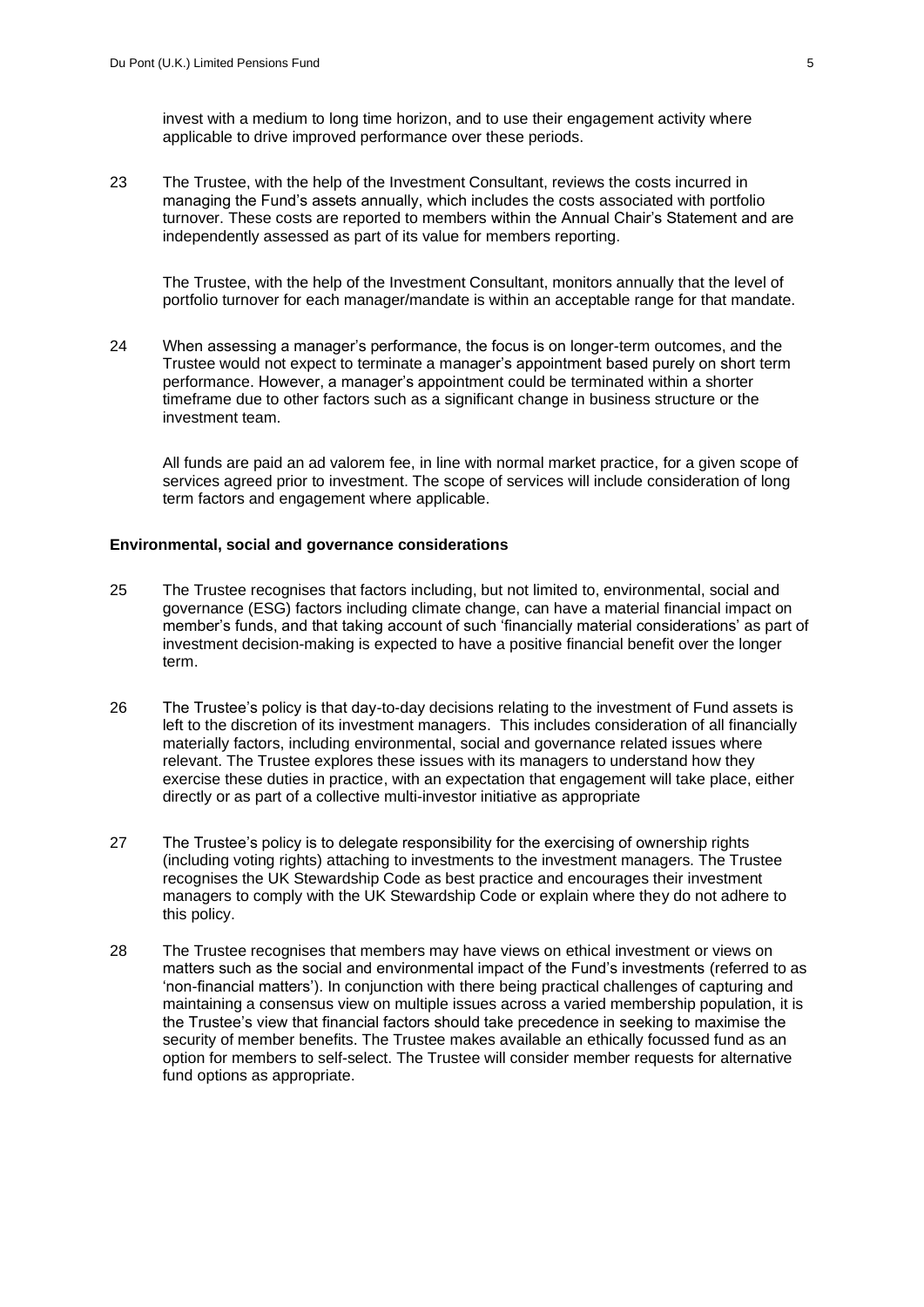invest with a medium to long time horizon, and to use their engagement activity where applicable to drive improved performance over these periods.

23 The Trustee, with the help of the Investment Consultant, reviews the costs incurred in managing the Fund's assets annually, which includes the costs associated with portfolio turnover. These costs are reported to members within the Annual Chair's Statement and are independently assessed as part of its value for members reporting.

The Trustee, with the help of the Investment Consultant, monitors annually that the level of portfolio turnover for each manager/mandate is within an acceptable range for that mandate.

24 When assessing a manager's performance, the focus is on longer-term outcomes, and the Trustee would not expect to terminate a manager's appointment based purely on short term performance. However, a manager's appointment could be terminated within a shorter timeframe due to other factors such as a significant change in business structure or the investment team.

All funds are paid an ad valorem fee, in line with normal market practice, for a given scope of services agreed prior to investment. The scope of services will include consideration of long term factors and engagement where applicable.

**Environmental, social and governance considerations**

25 The Trustee recognises that factors including, but not limited to, environmental, social and governance (ESG) factors including climate change, can have a material financial impact on member's funds, and that taking account of such 'financially material considerations' as part of investment decision-making is expected to have a positive financial benefit over the longer term.

26 The Trustee's policy is that day-to-day decisions relating to the investment of Fund assets is left to the discretion of its investment managers. This includes consideration of all financially materially factors, including environmental, social and governance related issues where relevant. The Trustee explores these issues with its managers to understand how they exercise these duties in practice, with an expectation that engagement will take place, either directly or as part of a collective multi-investor initiative as appropriate

27 The Trustee's policy is to delegate responsibility for the exercising of ownership rights (including voting rights) attaching to investments to the investment managers. The Trustee recognises the UK Stewardship Code as best practice and encourages their investment managers to comply with the UK Stewardship Code or explain where they do not adhere to this policy.

28 The Trustee recognises that members may have views on ethical investment or views on matters such as the social and environmental impact of the Fund's investments (referred to as 'non-financial matters'). In conjunction with there being practical challenges of capturing and maintaining a consensus view on multiple issues across a varied membership population, it is the Trustee's view that financial factors should take precedence in seeking to maximise the security of member benefits. The Trustee makes available an ethically focussed fund as an option for members to self-select. The Trustee will consider member requests for alternative fund options as appropriate.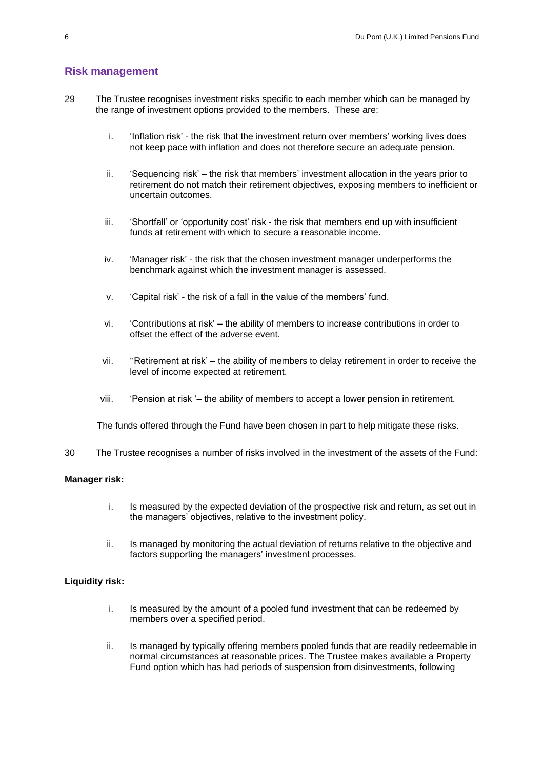## Risk management

29 The Trustee recognises investment risks specific to each member which can be managed by the range of investment options provided to the members. These are:

i. 'Inflation risk' - the risk that the investment return over members' working lives does not keep pace with inflation and does not therefore secure an adequate pension.

ii. 'Sequencing risk' – the risk that members' investment allocation in the years prior to retirement do not match their retirement objectives, exposing members to inefficient or uncertain outcomes.

iii. 'Shortfall' or 'opportunity cost' risk - the risk that members end up with insufficient funds at retirement with which to secure a reasonable income.

iv. 'Manager risk' - the risk that the chosen investment manager underperforms the benchmark against which the investment manager is assessed.

v. 'Capital risk' - the risk of a fall in the value of the members' fund.

vi. 'Contributions at risk' – the ability of members to increase contributions in order to offset the effect of the adverse event.

vii. ''Retirement at risk' – the ability of members to delay retirement in order to receive the level of income expected at retirement.

viii. 'Pension at risk '– the ability of members to accept a lower pension in retirement.

The funds offered through the Fund have been chosen in part to help mitigate these risks.

30 The Trustee recognises a number of risks involved in the investment of the assets of the Fund:

**Manager risk:**

i. Is measured by the expected deviation of the prospective risk and return, as set out in the managers' objectives, relative to the investment policy.

ii. Is managed by monitoring the actual deviation of returns relative to the objective and factors supporting the managers' investment processes.

**Liquidity risk:**

i. Is measured by the amount of a pooled fund investment that can be redeemed by members over a specified period.

ii. Is managed by typically offering members pooled funds that are readily redeemable in normal circumstances at reasonable prices. The Trustee makes available a Property Fund option which has had periods of suspension from disinvestments, following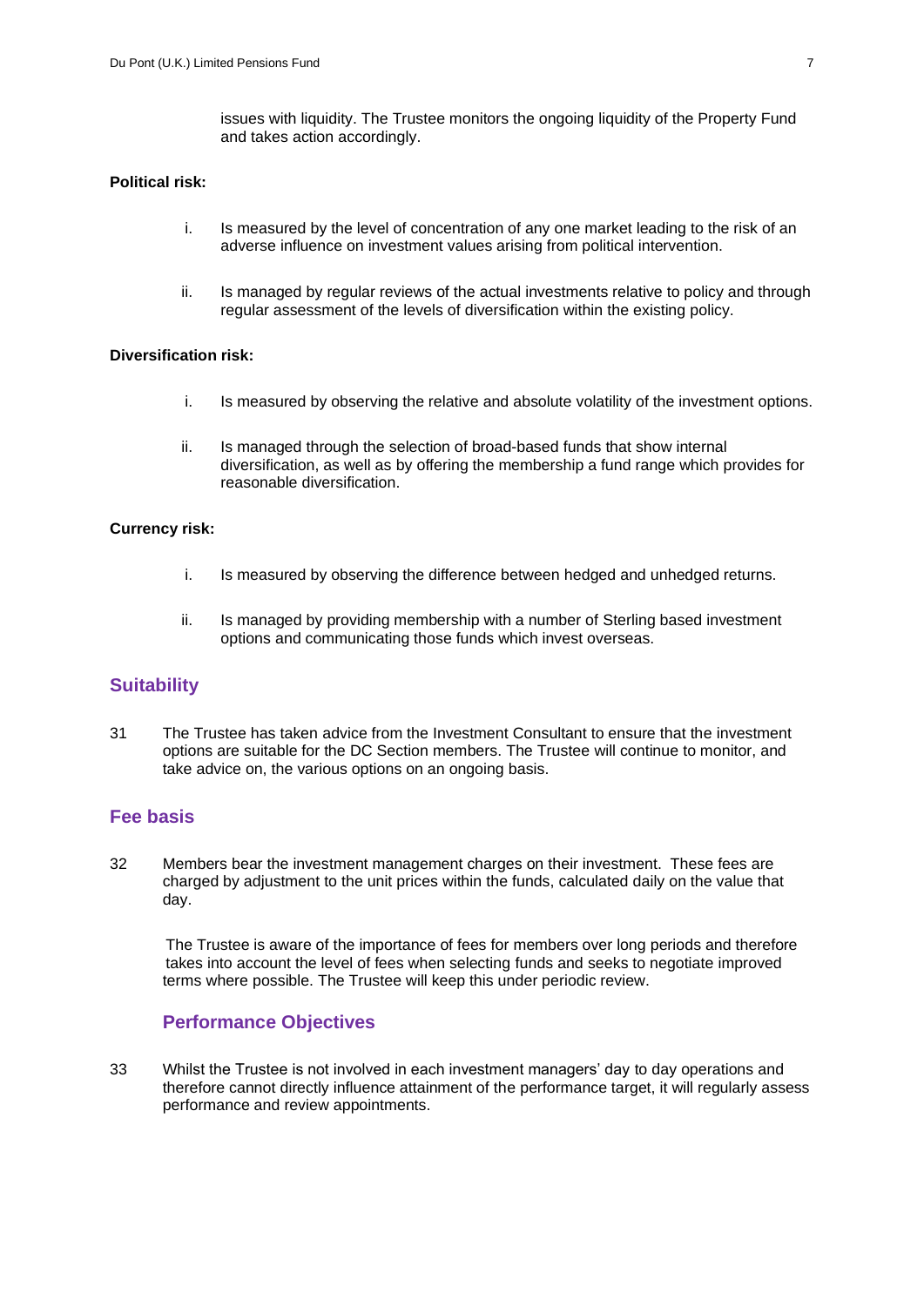issues with liquidity. The Trustee monitors the ongoing liquidity of the Property Fund and takes action accordingly.

**Political risk:**

i. Is measured by the level of concentration of any one market leading to the risk of an adverse influence on investment values arising from political intervention.

ii. Is managed by regular reviews of the actual investments relative to policy and through regular assessment of the levels of diversification within the existing policy.

**Diversification risk:**

i. Is measured by observing the relative and absolute volatility of the investment options.

ii. Is managed through the selection of broad-based funds that show internal diversification, as well as by offering the membership a fund range which provides for reasonable diversification.

**Currency risk:**

i. Is measured by observing the difference between hedged and unhedged returns.

ii. Is managed by providing membership with a number of Sterling based investment options and communicating those funds which invest overseas.

## Suitability

31 The Trustee has taken advice from the Investment Consultant to ensure that the investment options are suitable for the DC Section members. The Trustee will continue to monitor, and take advice on, the various options on an ongoing basis.

## Fee basis

32 Members bear the investment management charges on their investment. These fees are charged by adjustment to the unit prices within the funds, calculated daily on the value that day.

The Trustee is aware of the importance of fees for members over long periods and therefore takes into account the level of fees when selecting funds and seeks to negotiate improved terms where possible. The Trustee will keep this under periodic review.

### Performance Objectives

33 Whilst the Trustee is not involved in each investment managers' day to day operations and therefore cannot directly influence attainment of the performance target, it will regularly assess performance and review appointments.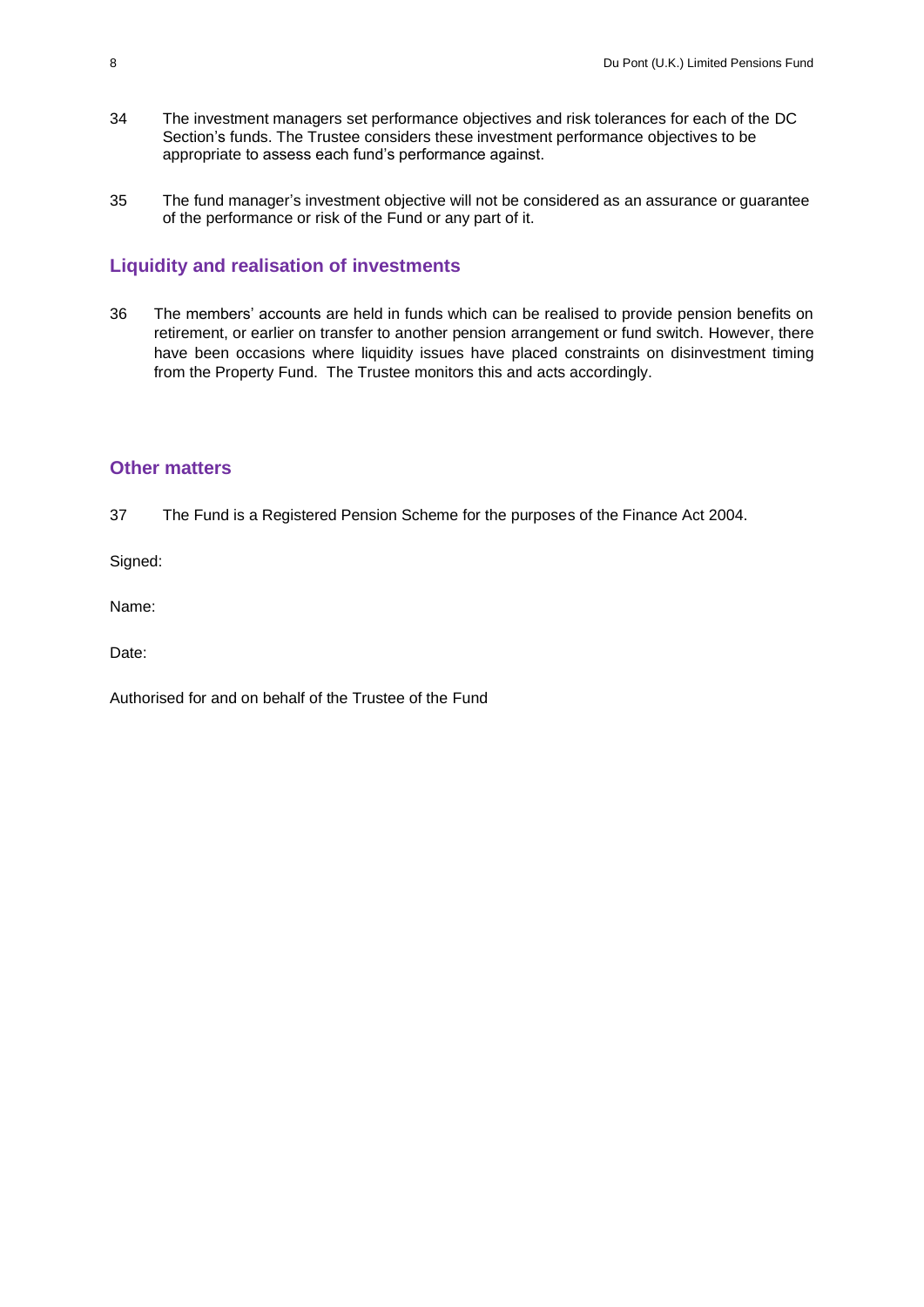34 The investment managers set performance objectives and risk tolerances for each of the DC Section's funds. The Trustee considers these investment performance objectives to be appropriate to assess each fund's performance against.

35 The fund manager's investment objective will not be considered as an assurance or guarantee of the performance or risk of the Fund or any part of it.

## Liquidity and realisation of investments

36 The members' accounts are held in funds which can be realised to provide pension benefits on retirement, or earlier on transfer to another pension arrangement or fund switch. However, there have been occasions where liquidity issues have placed constraints on disinvestment timing from the Property Fund. The Trustee monitors this and acts accordingly.

## Other matters

37 The Fund is a Registered Pension Scheme for the purposes of the Finance Act 2004.

Signed:

Name:

Date:

Authorised for and on behalf of the Trustee of the Fund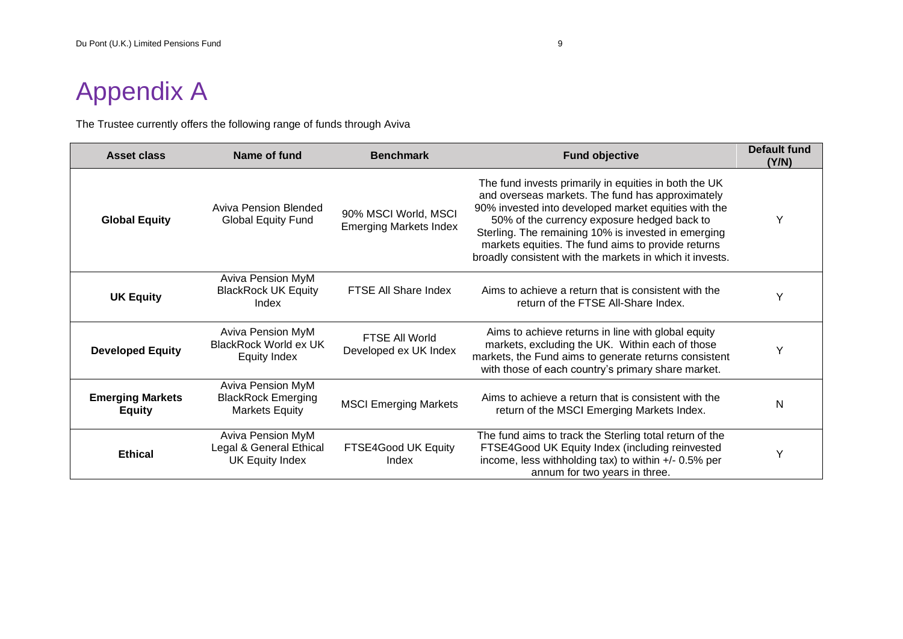# Appendix A

The Trustee currently offers the following range of funds through Aviva

| Asset class | Name of fund | Benchmark | Fund objective | Default fund (Y/N) |
|---|---|---|---|---|
| **Global Equity** | Aviva Pension Blended Global Equity Fund | 90% MSCI World, MSCI Emerging Markets Index | The fund invests primarily in equities in both the UK and overseas markets. The fund has approximately 90% invested into developed market equities with the 50% of the currency exposure hedged back to Sterling. The remaining 10% is invested in emerging markets equities. The fund aims to provide returns broadly consistent with the markets in which it invests. | Y |
| **UK Equity** | Aviva Pension MyM BlackRock UK Equity Index | FTSE All Share Index | Aims to achieve a return that is consistent with the return of the FTSE All-Share Index. | Y |
| **Developed Equity** | Aviva Pension MyM BlackRock World ex UK Equity Index | FTSE All World Developed ex UK Index | Aims to achieve returns in line with global equity markets, excluding the UK. Within each of those markets, the Fund aims to generate returns consistent with those of each country's primary share market. | Y |
| **Emerging Markets Equity** | Aviva Pension MyM BlackRock Emerging Markets Equity | MSCI Emerging Markets | Aims to achieve a return that is consistent with the return of the MSCI Emerging Markets Index. | N |
| **Ethical** | Aviva Pension MyM Legal & General Ethical UK Equity Index | FTSE4Good UK Equity Index | The fund aims to track the Sterling total return of the FTSE4Good UK Equity Index (including reinvested income, less withholding tax) to within +/- 0.5% per annum for two years in three. | Y |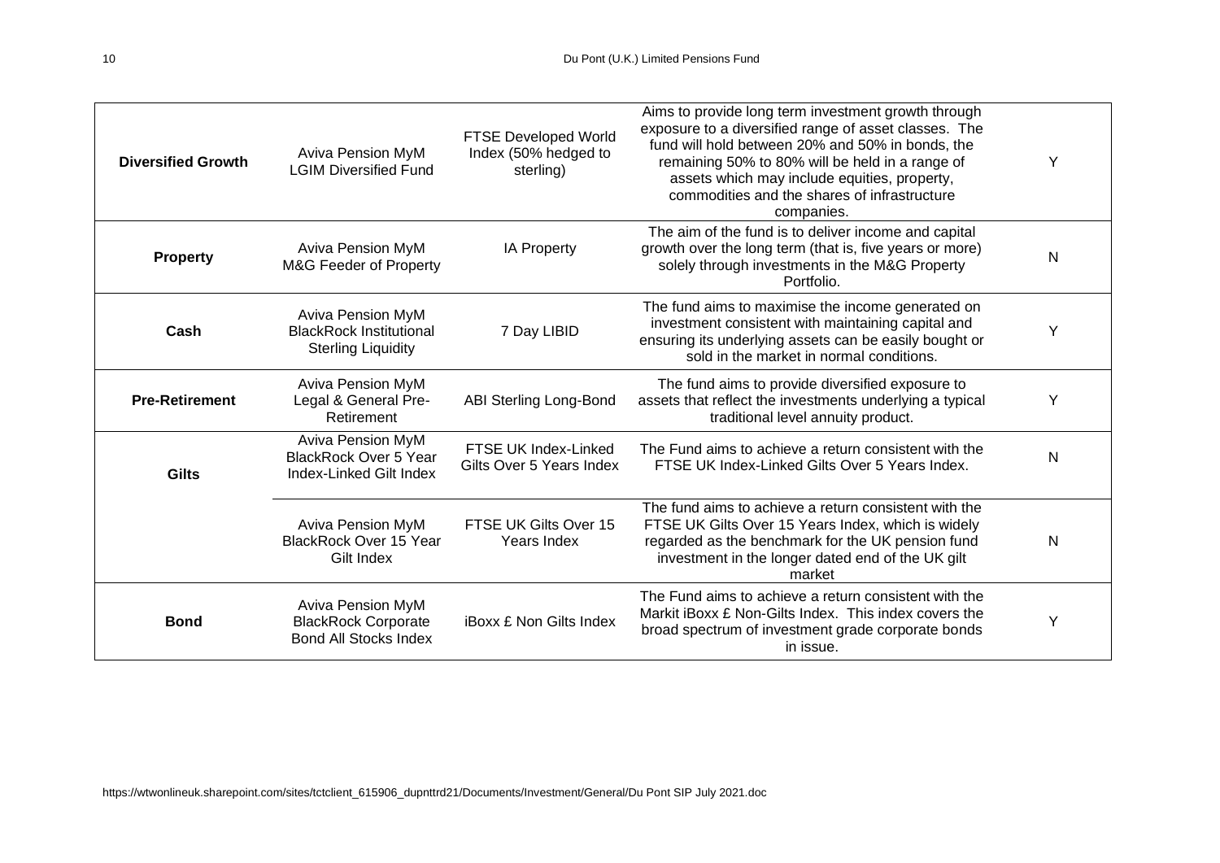| | | | | |
|---|---|---|---|---|
| **Diversified Growth** | Aviva Pension MyM LGIM Diversified Fund | FTSE Developed World Index (50% hedged to sterling) | Aims to provide long term investment growth through exposure to a diversified range of asset classes. The fund will hold between 20% and 50% in bonds, the remaining 50% to 80% will be held in a range of assets which may include equities, property, commodities and the shares of infrastructure companies. | Y |
| **Property** | Aviva Pension MyM M&G Feeder of Property | IA Property | The aim of the fund is to deliver income and capital growth over the long term (that is, five years or more) solely through investments in the M&G Property Portfolio. | N |
| **Cash** | Aviva Pension MyM BlackRock Institutional Sterling Liquidity | 7 Day LIBID | The fund aims to maximise the income generated on investment consistent with maintaining capital and ensuring its underlying assets can be easily bought or sold in the market in normal conditions. | Y |
| **Pre-Retirement** | Aviva Pension MyM Legal & General Pre-Retirement | ABI Sterling Long-Bond | The fund aims to provide diversified exposure to assets that reflect the investments underlying a typical traditional level annuity product. | Y |
| **Gilts** | Aviva Pension MyM BlackRock Over 5 Year Index-Linked Gilt Index | FTSE UK Index-Linked Gilts Over 5 Years Index | The Fund aims to achieve a return consistent with the FTSE UK Index-Linked Gilts Over 5 Years Index. | N |
| | Aviva Pension MyM BlackRock Over 15 Year Gilt Index | FTSE UK Gilts Over 15 Years Index | The fund aims to achieve a return consistent with the FTSE UK Gilts Over 15 Years Index, which is widely regarded as the benchmark for the UK pension fund investment in the longer dated end of the UK gilt market | N |
| **Bond** | Aviva Pension MyM BlackRock Corporate Bond All Stocks Index | iBoxx £ Non Gilts Index | The Fund aims to achieve a return consistent with the Markit iBoxx £ Non-Gilts Index. This index covers the broad spectrum of investment grade corporate bonds in issue. | Y |